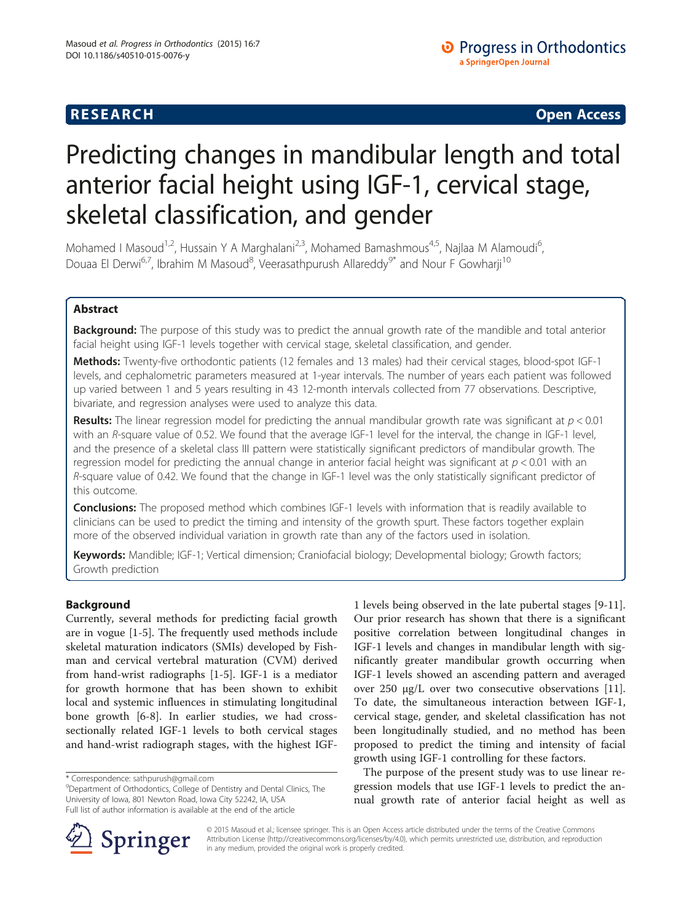**RESEARCH Open Access**

# Predicting changes in mandibular length and total anterior facial height using IGF-1, cervical stage, skeletal classification, and gender

Mohamed I Masoud[1,2], Hussain Y A Marghalani[2,3], Mohamed Bamashmous[4,5], Najlaa M Alamoudi[6], Douaa El Derwi[6,7], Ibrahim M Masoud[8], Veerasathpurush Allareddy[9*] and Nour F Gowharji[10]

## Abstract

**Background:** The purpose of this study was to predict the annual growth rate of the mandible and total anterior facial height using IGF-1 levels together with cervical stage, skeletal classification, and gender.

**Methods:** Twenty-five orthodontic patients (12 females and 13 males) had their cervical stages, blood-spot IGF-1 levels, and cephalometric parameters measured at 1-year intervals. The number of years each patient was followed up varied between 1 and 5 years resulting in 43 12-month intervals collected from 77 observations. Descriptive, bivariate, and regression analyses were used to analyze this data.

**Results:** The linear regression model for predicting the annual mandibular growth rate was significant at $p < 0.01$ with an $R$-square value of 0.52. We found that the average IGF-1 level for the interval, the change in IGF-1 level, and the presence of a skeletal class III pattern were statistically significant predictors of mandibular growth. The regression model for predicting the annual change in anterior facial height was significant at $p < 0.01$ with an $R$-square value of 0.42. We found that the change in IGF-1 level was the only statistically significant predictor of this outcome.

**Conclusions:** The proposed method which combines IGF-1 levels with information that is readily available to clinicians can be used to predict the timing and intensity of the growth spurt. These factors together explain more of the observed individual variation in growth rate than any of the factors used in isolation.

**Keywords:** Mandible; IGF-1; Vertical dimension; Craniofacial biology; Developmental biology; Growth factors; Growth prediction

## Background

Currently, several methods for predicting facial growth are in vogue [1-5]. The frequently used methods include skeletal maturation indicators (SMIs) developed by Fishman and cervical vertebral maturation (CVM) derived from hand-wrist radiographs [1-5]. IGF-1 is a mediator for growth hormone that has been shown to exhibit local and systemic influences in stimulating longitudinal bone growth [6-8]. In earlier studies, we had cross-sectionally related IGF-1 levels to both cervical stages and hand-wrist radiograph stages, with the highest IGF-1 levels being observed in the late pubertal stages [9-11]. Our prior research has shown that there is a significant positive correlation between longitudinal changes in IGF-1 levels and changes in mandibular length with significantly greater mandibular growth occurring when IGF-1 levels showed an ascending pattern and averaged over 250 μg/L over two consecutive observations [11]. To date, the simultaneous interaction between IGF-1, cervical stage, gender, and skeletal classification has not been longitudinally studied, and no method has been proposed to predict the timing and intensity of facial growth using IGF-1 controlling for these factors.

The purpose of the present study was to use linear regression models that use IGF-1 levels to predict the annual growth rate of anterior facial height as well as

\* Correspondence: sathpurush@gmail.com
[9]Department of Orthodontics, College of Dentistry and Dental Clinics, The University of Iowa, 801 Newton Road, Iowa City 52242, IA, USA
Full list of author information is available at the end of the article

© 2015 Masoud et al.; licensee springer. This is an Open Access article distributed under the terms of the Creative Commons Attribution License (http://creativecommons.org/licenses/by/4.0), which permits unrestricted use, distribution, and reproduction in any medium, provided the original work is properly credited.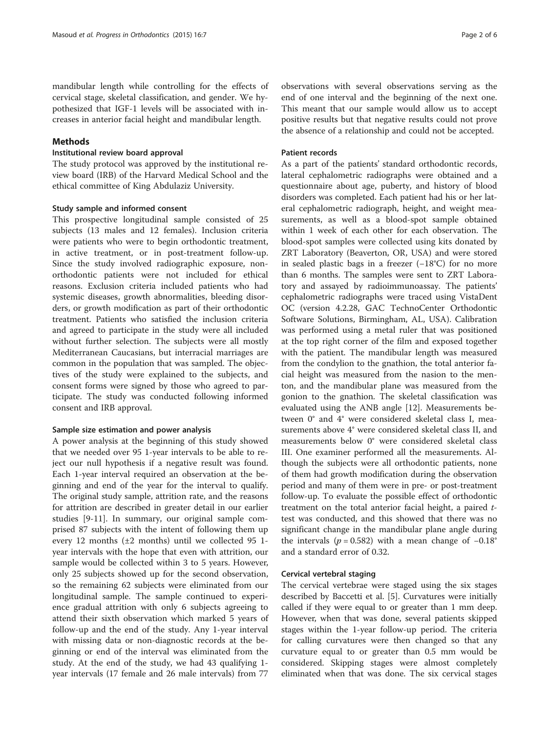mandibular length while controlling for the effects of cervical stage, skeletal classification, and gender. We hypothesized that IGF-1 levels will be associated with increases in anterior facial height and mandibular length.

## Methods

### Institutional review board approval

The study protocol was approved by the institutional review board (IRB) of the Harvard Medical School and the ethical committee of King Abdulaziz University.

### Study sample and informed consent

This prospective longitudinal sample consisted of 25 subjects (13 males and 12 females). Inclusion criteria were patients who were to begin orthodontic treatment, in active treatment, or in post-treatment follow-up. Since the study involved radiographic exposure, non-orthodontic patients were not included for ethical reasons. Exclusion criteria included patients who had systemic diseases, growth abnormalities, bleeding disorders, or growth modification as part of their orthodontic treatment. Patients who satisfied the inclusion criteria and agreed to participate in the study were all included without further selection. The subjects were all mostly Mediterranean Caucasians, but interracial marriages are common in the population that was sampled. The objectives of the study were explained to the subjects, and consent forms were signed by those who agreed to participate. The study was conducted following informed consent and IRB approval.

### Sample size estimation and power analysis

A power analysis at the beginning of this study showed that we needed over 95 1-year intervals to be able to reject our null hypothesis if a negative result was found. Each 1-year interval required an observation at the beginning and end of the year for the interval to qualify. The original study sample, attrition rate, and the reasons for attrition are described in greater detail in our earlier studies [9-11]. In summary, our original sample comprised 87 subjects with the intent of following them up every 12 months (±2 months) until we collected 95 1-year intervals with the hope that even with attrition, our sample would be collected within 3 to 5 years. However, only 25 subjects showed up for the second observation, so the remaining 62 subjects were eliminated from our longitudinal sample. The sample continued to experience gradual attrition with only 6 subjects agreeing to attend their sixth observation which marked 5 years of follow-up and the end of the study. Any 1-year interval with missing data or non-diagnostic records at the beginning or end of the interval was eliminated from the study. At the end of the study, we had 43 qualifying 1-year intervals (17 female and 26 male intervals) from 77 observations with several observations serving as the end of one interval and the beginning of the next one. This meant that our sample would allow us to accept positive results but that negative results could not prove the absence of a relationship and could not be accepted.

### Patient records

As a part of the patients' standard orthodontic records, lateral cephalometric radiographs were obtained and a questionnaire about age, puberty, and history of blood disorders was completed. Each patient had his or her lateral cephalometric radiograph, height, and weight measurements, as well as a blood-spot sample obtained within 1 week of each other for each observation. The blood-spot samples were collected using kits donated by ZRT Laboratory (Beaverton, OR, USA) and were stored in sealed plastic bags in a freezer (−18°C) for no more than 6 months. The samples were sent to ZRT Laboratory and assayed by radioimmunoassay. The patients' cephalometric radiographs were traced using VistaDent OC (version 4.2.28, GAC TechnoCenter Orthodontic Software Solutions, Birmingham, AL, USA). Calibration was performed using a metal ruler that was positioned at the top right corner of the film and exposed together with the patient. The mandibular length was measured from the condylion to the gnathion, the total anterior facial height was measured from the nasion to the menton, and the mandibular plane was measured from the gonion to the gnathion. The skeletal classification was evaluated using the ANB angle [12]. Measurements between 0° and 4° were considered skeletal class I, measurements above 4° were considered skeletal class II, and measurements below 0° were considered skeletal class III. One examiner performed all the measurements. Although the subjects were all orthodontic patients, none of them had growth modification during the observation period and many of them were in pre- or post-treatment follow-up. To evaluate the possible effect of orthodontic treatment on the total anterior facial height, a paired *t*-test was conducted, and this showed that there was no significant change in the mandibular plane angle during the intervals ($p = 0.582$) with a mean change of −0.18° and a standard error of 0.32.

### Cervical vertebral staging

The cervical vertebrae were staged using the six stages described by Baccetti et al. [5]. Curvatures were initially called if they were equal to or greater than 1 mm deep. However, when that was done, several patients skipped stages within the 1-year follow-up period. The criteria for calling curvatures were then changed so that any curvature equal to or greater than 0.5 mm would be considered. Skipping stages were almost completely eliminated when that was done. The six cervical stages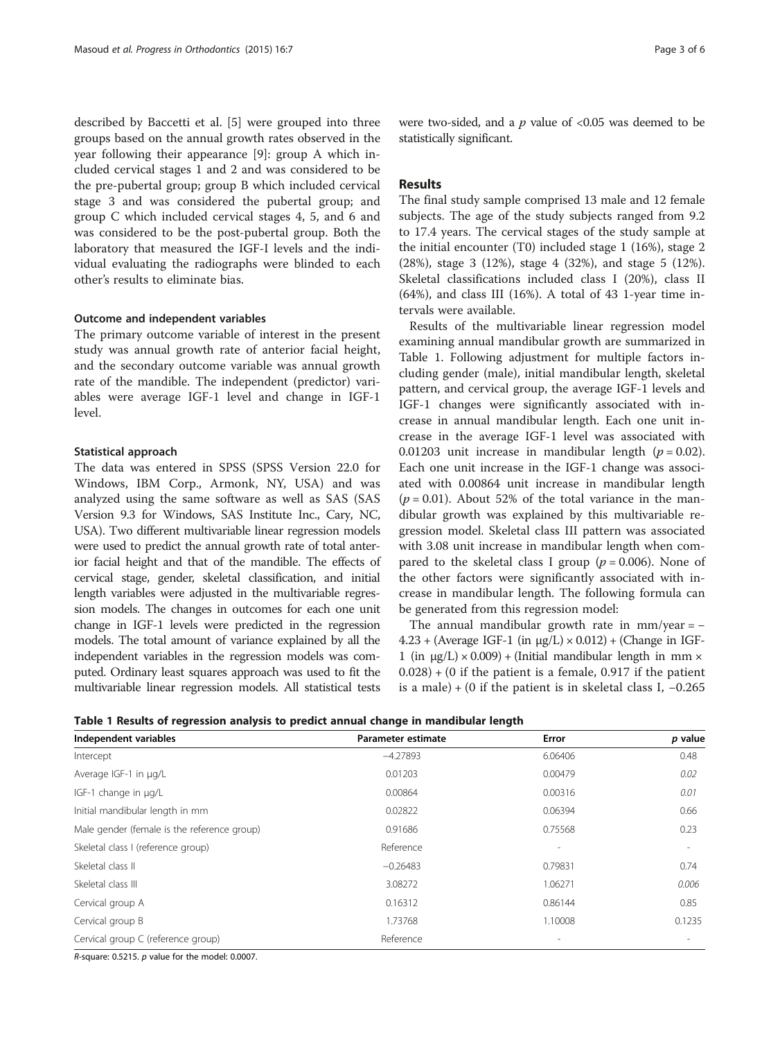described by Baccetti et al. [5] were grouped into three groups based on the annual growth rates observed in the year following their appearance [9]: group A which included cervical stages 1 and 2 and was considered to be the pre-pubertal group; group B which included cervical stage 3 and was considered the pubertal group; and group C which included cervical stages 4, 5, and 6 and was considered to be the post-pubertal group. Both the laboratory that measured the IGF-I levels and the individual evaluating the radiographs were blinded to each other's results to eliminate bias.

### Outcome and independent variables

The primary outcome variable of interest in the present study was annual growth rate of anterior facial height, and the secondary outcome variable was annual growth rate of the mandible. The independent (predictor) variables were average IGF-1 level and change in IGF-1 level.

### Statistical approach

The data was entered in SPSS (SPSS Version 22.0 for Windows, IBM Corp., Armonk, NY, USA) and was analyzed using the same software as well as SAS (SAS Version 9.3 for Windows, SAS Institute Inc., Cary, NC, USA). Two different multivariable linear regression models were used to predict the annual growth rate of total anterior facial height and that of the mandible. The effects of cervical stage, gender, skeletal classification, and initial length variables were adjusted in the multivariable regression models. The changes in outcomes for each one unit change in IGF-1 levels were predicted in the regression models. The total amount of variance explained by all the independent variables in the regression models was computed. Ordinary least squares approach was used to fit the multivariable linear regression models. All statistical tests were two-sided, and a $p$ value of <0.05 was deemed to be statistically significant.

## Results

The final study sample comprised 13 male and 12 female subjects. The age of the study subjects ranged from 9.2 to 17.4 years. The cervical stages of the study sample at the initial encounter (T0) included stage 1 (16%), stage 2 (28%), stage 3 (12%), stage 4 (32%), and stage 5 (12%). Skeletal classifications included class I (20%), class II (64%), and class III (16%). A total of 43 1-year time intervals were available.

Results of the multivariable linear regression model examining annual mandibular growth are summarized in Table 1. Following adjustment for multiple factors including gender (male), initial mandibular length, skeletal pattern, and cervical group, the average IGF-1 levels and IGF-1 changes were significantly associated with increase in annual mandibular length. Each one unit increase in the average IGF-1 level was associated with 0.01203 unit increase in mandibular length ($p = 0.02$). Each one unit increase in the IGF-1 change was associated with 0.00864 unit increase in mandibular length ($p = 0.01$). About 52% of the total variance in the mandibular growth was explained by this multivariable regression model. Skeletal class III pattern was associated with 3.08 unit increase in mandibular length when compared to the skeletal class I group ($p = 0.006$). None of the other factors were significantly associated with increase in mandibular length. The following formula can be generated from this regression model:

The annual mandibular growth rate in mm/year = −4.23 + (Average IGF-1 (in μg/L) × 0.012) + (Change in IGF-1 (in μg/L) × 0.009) + (Initial mandibular length in mm × 0.028) + (0 if the patient is a female, 0.917 if the patient is a male) + (0 if the patient is in skeletal class I, −0.265

**Table 1 Results of regression analysis to predict annual change in mandibular length**

| Independent variables | Parameter estimate | Error | $p$ value |
|---|---|---|---|
| Intercept | −4.27893 | 6.06406 | 0.48 |
| Average IGF-1 in μg/L | 0.01203 | 0.00479 | *0.02* |
| IGF-1 change in μg/L | 0.00864 | 0.00316 | *0.01* |
| Initial mandibular length in mm | 0.02822 | 0.06394 | 0.66 |
| Male gender (female is the reference group) | 0.91686 | 0.75568 | 0.23 |
| Skeletal class I (reference group) | Reference | - | - |
| Skeletal class II | −0.26483 | 0.79831 | 0.74 |
| Skeletal class III | 3.08272 | 1.06271 | *0.006* |
| Cervical group A | 0.16312 | 0.86144 | 0.85 |
| Cervical group B | 1.73768 | 1.10008 | 0.1235 |
| Cervical group C (reference group) | Reference | - | - |

*R*-square: 0.5215. *p* value for the model: 0.0007.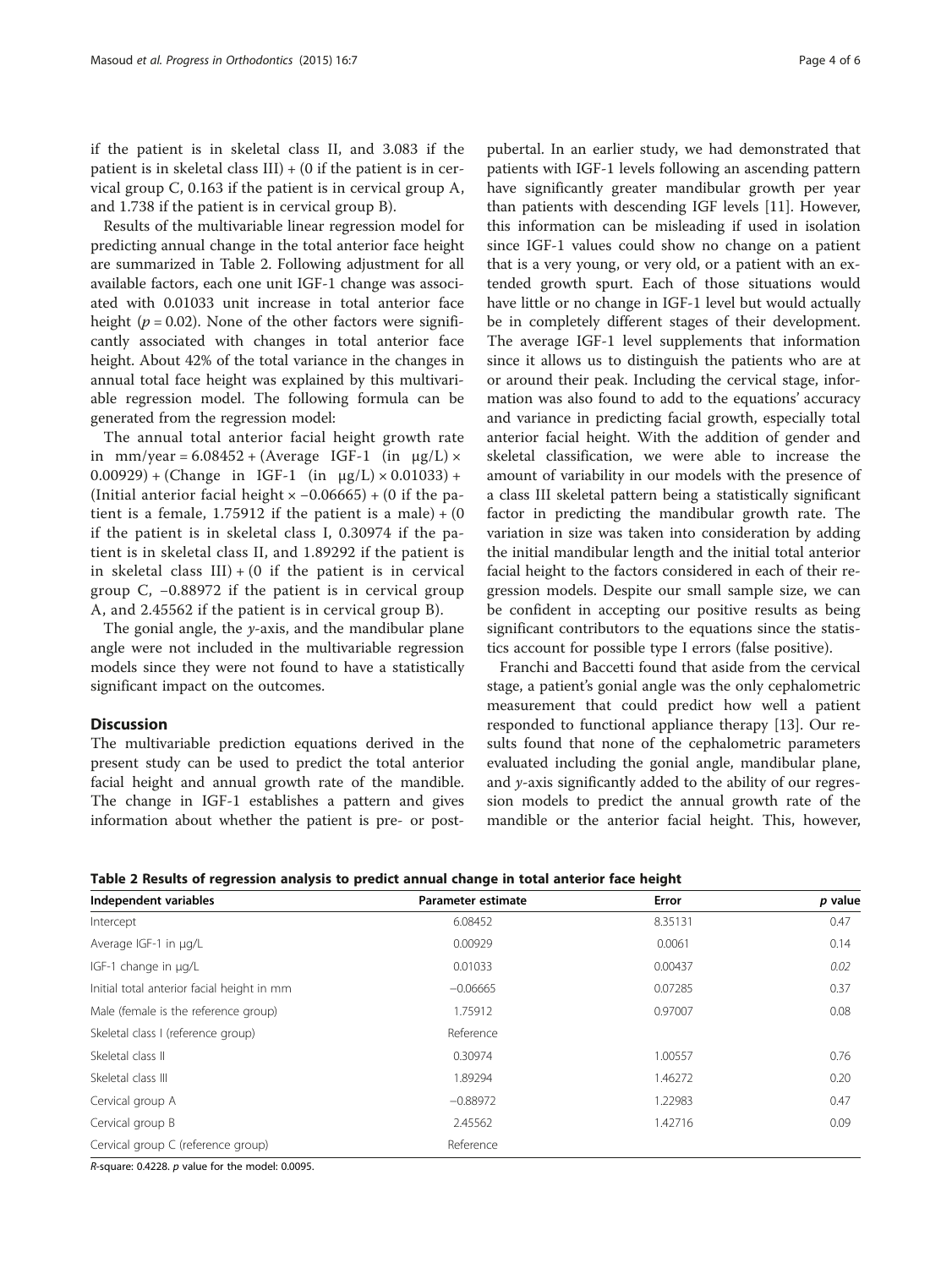if the patient is in skeletal class II, and 3.083 if the patient is in skeletal class III) + (0 if the patient is in cervical group C, 0.163 if the patient is in cervical group A, and 1.738 if the patient is in cervical group B).

Results of the multivariable linear regression model for predicting annual change in the total anterior face height are summarized in Table 2. Following adjustment for all available factors, each one unit IGF-1 change was associated with 0.01033 unit increase in total anterior face height ($p = 0.02$). None of the other factors were significantly associated with changes in total anterior face height. About 42% of the total variance in the changes in annual total face height was explained by this multivariable regression model. The following formula can be generated from the regression model:

The annual total anterior facial height growth rate in mm/year = 6.08452 + (Average IGF-1 (in μg/L) × 0.00929) + (Change in IGF-1 (in μg/L) × 0.01033) + (Initial anterior facial height × −0.06665) + (0 if the patient is a female, 1.75912 if the patient is a male) + (0 if the patient is in skeletal class I, 0.30974 if the patient is in skeletal class II, and 1.89292 if the patient is in skeletal class III) + (0 if the patient is in cervical group C, −0.88972 if the patient is in cervical group A, and 2.45562 if the patient is in cervical group B).

The gonial angle, the *y*-axis, and the mandibular plane angle were not included in the multivariable regression models since they were not found to have a statistically significant impact on the outcomes.

## Discussion

The multivariable prediction equations derived in the present study can be used to predict the total anterior facial height and annual growth rate of the mandible. The change in IGF-1 establishes a pattern and gives information about whether the patient is pre- or post-pubertal. In an earlier study, we had demonstrated that patients with IGF-1 levels following an ascending pattern have significantly greater mandibular growth per year than patients with descending IGF levels [11]. However, this information can be misleading if used in isolation since IGF-1 values could show no change on a patient that is a very young, or very old, or a patient with an extended growth spurt. Each of those situations would have little or no change in IGF-1 level but would actually be in completely different stages of their development. The average IGF-1 level supplements that information since it allows us to distinguish the patients who are at or around their peak. Including the cervical stage, information was also found to add to the equations' accuracy and variance in predicting facial growth, especially total anterior facial height. With the addition of gender and skeletal classification, we were able to increase the amount of variability in our models with the presence of a class III skeletal pattern being a statistically significant factor in predicting the mandibular growth rate. The variation in size was taken into consideration by adding the initial mandibular length and the initial total anterior facial height to the factors considered in each of their regression models. Despite our small sample size, we can be confident in accepting our positive results as being significant contributors to the equations since the statistics account for possible type I errors (false positive).

Franchi and Baccetti found that aside from the cervical stage, a patient's gonial angle was the only cephalometric measurement that could predict how well a patient responded to functional appliance therapy [13]. Our results found that none of the cephalometric parameters evaluated including the gonial angle, mandibular plane, and *y*-axis significantly added to the ability of our regression models to predict the annual growth rate of the mandible or the anterior facial height. This, however,

**Table 2 Results of regression analysis to predict annual change in total anterior face height**

| Independent variables | Parameter estimate | Error | *p* value |
|---|---|---|---|
| Intercept | 6.08452 | 8.35131 | 0.47 |
| Average IGF-1 in μg/L | 0.00929 | 0.0061 | 0.14 |
| IGF-1 change in μg/L | 0.01033 | 0.00437 | *0.02* |
| Initial total anterior facial height in mm | −0.06665 | 0.07285 | 0.37 |
| Male (female is the reference group) | 1.75912 | 0.97007 | 0.08 |
| Skeletal class I (reference group) | Reference | | |
| Skeletal class II | 0.30974 | 1.00557 | 0.76 |
| Skeletal class III | 1.89294 | 1.46272 | 0.20 |
| Cervical group A | −0.88972 | 1.22983 | 0.47 |
| Cervical group B | 2.45562 | 1.42716 | 0.09 |
| Cervical group C (reference group) | Reference | | |

*R*-square: 0.4228. *p* value for the model: 0.0095.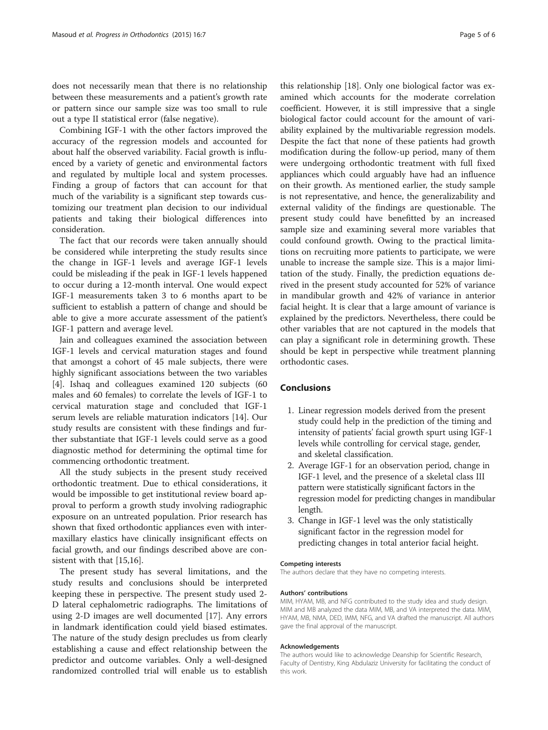does not necessarily mean that there is no relationship between these measurements and a patient's growth rate or pattern since our sample size was too small to rule out a type II statistical error (false negative).

Combining IGF-1 with the other factors improved the accuracy of the regression models and accounted for about half the observed variability. Facial growth is influenced by a variety of genetic and environmental factors and regulated by multiple local and system processes. Finding a group of factors that can account for that much of the variability is a significant step towards customizing our treatment plan decision to our individual patients and taking their biological differences into consideration.

The fact that our records were taken annually should be considered while interpreting the study results since the change in IGF-1 levels and average IGF-1 levels could be misleading if the peak in IGF-1 levels happened to occur during a 12-month interval. One would expect IGF-1 measurements taken 3 to 6 months apart to be sufficient to establish a pattern of change and should be able to give a more accurate assessment of the patient's IGF-1 pattern and average level.

Jain and colleagues examined the association between IGF-1 levels and cervical maturation stages and found that amongst a cohort of 45 male subjects, there were highly significant associations between the two variables [4]. Ishaq and colleagues examined 120 subjects (60 males and 60 females) to correlate the levels of IGF-1 to cervical maturation stage and concluded that IGF-1 serum levels are reliable maturation indicators [14]. Our study results are consistent with these findings and further substantiate that IGF-1 levels could serve as a good diagnostic method for determining the optimal time for commencing orthodontic treatment.

All the study subjects in the present study received orthodontic treatment. Due to ethical considerations, it would be impossible to get institutional review board approval to perform a growth study involving radiographic exposure on an untreated population. Prior research has shown that fixed orthodontic appliances even with intermaxillary elastics have clinically insignificant effects on facial growth, and our findings described above are consistent with that [15,16].

The present study has several limitations, and the study results and conclusions should be interpreted keeping these in perspective. The present study used 2-D lateral cephalometric radiographs. The limitations of using 2-D images are well documented [17]. Any errors in landmark identification could yield biased estimates. The nature of the study design precludes us from clearly establishing a cause and effect relationship between the predictor and outcome variables. Only a well-designed randomized controlled trial will enable us to establish this relationship [18]. Only one biological factor was examined which accounts for the moderate correlation coefficient. However, it is still impressive that a single biological factor could account for the amount of variability explained by the multivariable regression models. Despite the fact that none of these patients had growth modification during the follow-up period, many of them were undergoing orthodontic treatment with full fixed appliances which could arguably have had an influence on their growth. As mentioned earlier, the study sample is not representative, and hence, the generalizability and external validity of the findings are questionable. The present study could have benefitted by an increased sample size and examining several more variables that could confound growth. Owing to the practical limitations on recruiting more patients to participate, we were unable to increase the sample size. This is a major limitation of the study. Finally, the prediction equations derived in the present study accounted for 52% of variance in mandibular growth and 42% of variance in anterior facial height. It is clear that a large amount of variance is explained by the predictors. Nevertheless, there could be other variables that are not captured in the models that can play a significant role in determining growth. These should be kept in perspective while treatment planning orthodontic cases.

## Conclusions

1. Linear regression models derived from the present study could help in the prediction of the timing and intensity of patients' facial growth spurt using IGF-1 levels while controlling for cervical stage, gender, and skeletal classification.
2. Average IGF-1 for an observation period, change in IGF-1 level, and the presence of a skeletal class III pattern were statistically significant factors in the regression model for predicting changes in mandibular length.
3. Change in IGF-1 level was the only statistically significant factor in the regression model for predicting changes in total anterior facial height.

#### Competing interests

The authors declare that they have no competing interests.

#### Authors' contributions

MIM, HYAM, MB, and NFG contributed to the study idea and study design. MIM and MB analyzed the data MIM, MB, and VA interpreted the data. MIM, HYAM, MB, NMA, DED, IMM, NFG, and VA drafted the manuscript. All authors gave the final approval of the manuscript.

#### Acknowledgements

The authors would like to acknowledge Deanship for Scientific Research, Faculty of Dentistry, King Abdulaziz University for facilitating the conduct of this work.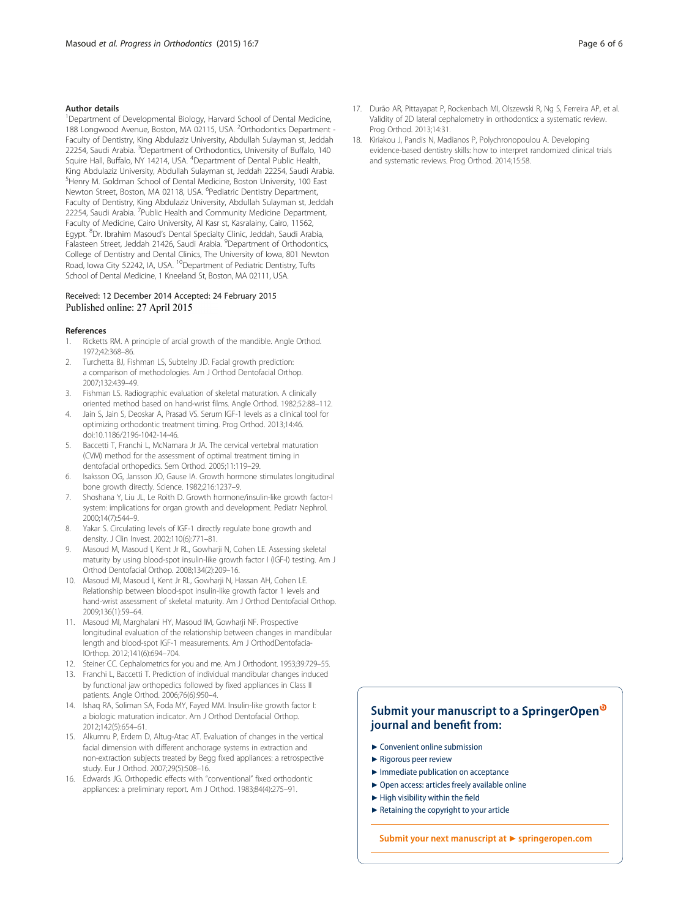### Author details

[1]Department of Developmental Biology, Harvard School of Dental Medicine, 188 Longwood Avenue, Boston, MA 02115, USA. [2]Orthodontics Department - Faculty of Dentistry, King Abdulaziz University, Abdullah Sulayman st, Jeddah 22254, Saudi Arabia. [3]Department of Orthodontics, University of Buffalo, 140 Squire Hall, Buffalo, NY 14214, USA. [4]Department of Dental Public Health, King Abdulaziz University, Abdullah Sulayman st, Jeddah 22254, Saudi Arabia. [5]Henry M. Goldman School of Dental Medicine, Boston University, 100 East Newton Street, Boston, MA 02118, USA. [6]Pediatric Dentistry Department, Faculty of Dentistry, King Abdulaziz University, Abdullah Sulayman st, Jeddah 22254, Saudi Arabia. [7]Public Health and Community Medicine Department, Faculty of Medicine, Cairo University, Al Kasr st, Kasralainy, Cairo, 11562, Egypt. [8]Dr. Ibrahim Masoud's Dental Specialty Clinic, Jeddah, Saudi Arabia, Falasteen Street, Jeddah 21426, Saudi Arabia. [9]Department of Orthodontics, College of Dentistry and Dental Clinics, The University of Iowa, 801 Newton Road, Iowa City 52242, IA, USA. [10]Department of Pediatric Dentistry, Tufts School of Dental Medicine, 1 Kneeland St, Boston, MA 02111, USA.

Received: 12 December 2014 Accepted: 24 February 2015
Published online: 27 April 2015

### References

1. Ricketts RM. A principle of arcial growth of the mandible. Angle Orthod. 1972;42:368–86.
2. Turchetta BJ, Fishman LS, Subtelny JD. Facial growth prediction: a comparison of methodologies. Am J Orthod Dentofacial Orthop. 2007;132:439–49.
3. Fishman LS. Radiographic evaluation of skeletal maturation. A clinically oriented method based on hand-wrist films. Angle Orthod. 1982;52:88–112.
4. Jain S, Jain S, Deoskar A, Prasad VS. Serum IGF-1 levels as a clinical tool for optimizing orthodontic treatment timing. Prog Orthod. 2013;14:46. doi:10.1186/2196-1042-14-46.
5. Baccetti T, Franchi L, McNamara Jr JA. The cervical vertebral maturation (CVM) method for the assessment of optimal treatment timing in dentofacial orthopedics. Sem Orthod. 2005;11:119–29.
6. Isaksson OG, Jansson JO, Gause IA. Growth hormone stimulates longitudinal bone growth directly. Science. 1982;216:1237–9.
7. Shoshana Y, Liu JL, Le Roith D. Growth hormone/insulin-like growth factor-I system: implications for organ growth and development. Pediatr Nephrol. 2000;14(7):544–9.
8. Yakar S. Circulating levels of IGF-1 directly regulate bone growth and density. J Clin Invest. 2002;110(6):771–81.
9. Masoud M, Masoud I, Kent Jr RL, Gowharji N, Cohen LE. Assessing skeletal maturity by using blood-spot insulin-like growth factor I (IGF-I) testing. Am J Orthod Dentofacial Orthop. 2008;134(2):209–16.
10. Masoud MI, Masoud I, Kent Jr RL, Gowharji N, Hassan AH, Cohen LE. Relationship between blood-spot insulin-like growth factor 1 levels and hand-wrist assessment of skeletal maturity. Am J Orthod Dentofacial Orthop. 2009;136(1):59–64.
11. Masoud MI, Marghalani HY, Masoud IM, Gowharji NF. Prospective longitudinal evaluation of the relationship between changes in mandibular length and blood-spot IGF-1 measurements. Am J OrthodDentofacia-lOrthop. 2012;141(6):694–704.
12. Steiner CC. Cephalometrics for you and me. Am J Orthodont. 1953;39:729–55.
13. Franchi L, Baccetti T. Prediction of individual mandibular changes induced by functional jaw orthopedics followed by fixed appliances in Class II patients. Angle Orthod. 2006;76(6):950–4.
14. Ishaq RA, Soliman SA, Foda MY, Fayed MM. Insulin-like growth factor I: a biologic maturation indicator. Am J Orthod Dentofacial Orthop. 2012;142(5):654–61.
15. Alkumru P, Erdem D, Altug-Atac AT. Evaluation of changes in the vertical facial dimension with different anchorage systems in extraction and non-extraction subjects treated by Begg fixed appliances: a retrospective study. Eur J Orthod. 2007;29(5):508–16.
16. Edwards JG. Orthopedic effects with "conventional" fixed orthodontic appliances: a preliminary report. Am J Orthod. 1983;84(4):275–91.
17. Durão AR, Pittayapat P, Rockenbach MI, Olszewski R, Ng S, Ferreira AP, et al. Validity of 2D lateral cephalometry in orthodontics: a systematic review. Prog Orthod. 2013;14:31.
18. Kiriakou J, Pandis N, Madianos P, Polychronopoulou A. Developing evidence-based dentistry skills: how to interpret randomized clinical trials and systematic reviews. Prog Orthod. 2014;15:58.

**Submit your manuscript to a SpringerOpen journal and benefit from:**

- ► Convenient online submission
- ► Rigorous peer review
- ► Immediate publication on acceptance
- ► Open access: articles freely available online
- ► High visibility within the field
- ► Retaining the copyright to your article

**Submit your next manuscript at ► springeropen.com**